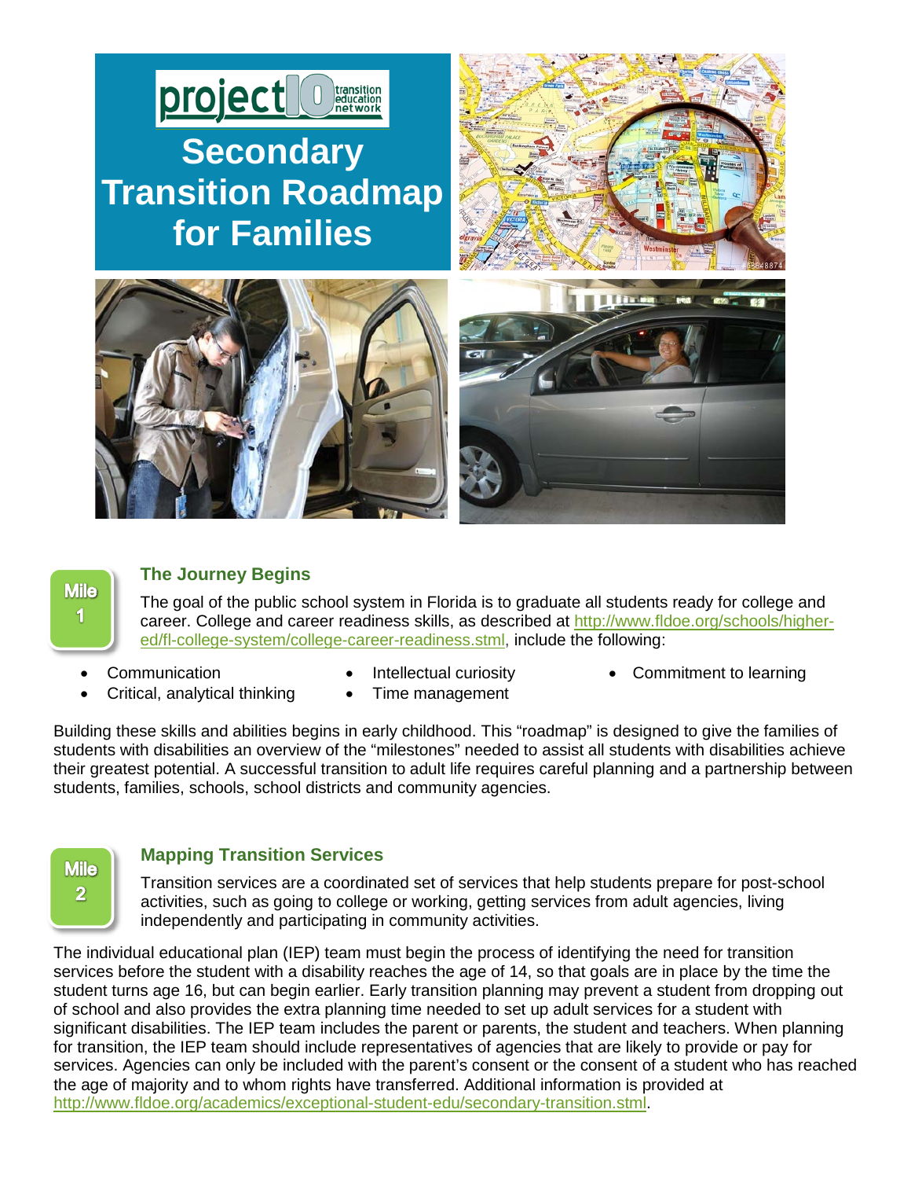# Secondary Transition Roadmap for Families

Mile 1

## The Journey Begins

The goal of the public school system in Florida is to graduate all students ready for college and career. College and career readiness skills, as described at [http://www.fldoe.org/schools/higher-ed/fl-college-system/college-career-readiness.stml](http://www.fldoe.org/schools/higher-ed/fl-college-system/college-career-readiness.stml), include the following:

- Communication
- Critical, analytical thinking
- Intellectual curiosity
- Time management
- Commitment to learning

Building these skills and abilities begins in early childhood. This "roadmap" is designed to give the families of students with disabilities an overview of the "milestones" needed to assist all students with disabilities achieve their greatest potential. A successful transition to adult life requires careful planning and a partnership between students, families, schools, school districts and community agencies.

Mile 2

## Mapping Transition Services

Transition services are a coordinated set of services that help students prepare for post-school activities, such as going to college or working, getting services from adult agencies, living independently and participating in community activities.

The individual educational plan (IEP) team must begin the process of identifying the need for transition services before the student with a disability reaches the age of 14, so that goals are in place by the time the student turns age 16, but can begin earlier. Early transition planning may prevent a student from dropping out of school and also provides the extra planning time needed to set up adult services for a student with significant disabilities. The IEP team includes the parent or parents, the student and teachers. When planning for transition, the IEP team should include representatives of agencies that are likely to provide or pay for services. Agencies can only be included with the parent's consent or the consent of a student who has reached the age of majority and to whom rights have transferred. Additional information is provided at [http://www.fldoe.org/academics/exceptional-student-edu/secondary-transition.stml](http://www.fldoe.org/academics/exceptional-student-edu/secondary-transition.stml).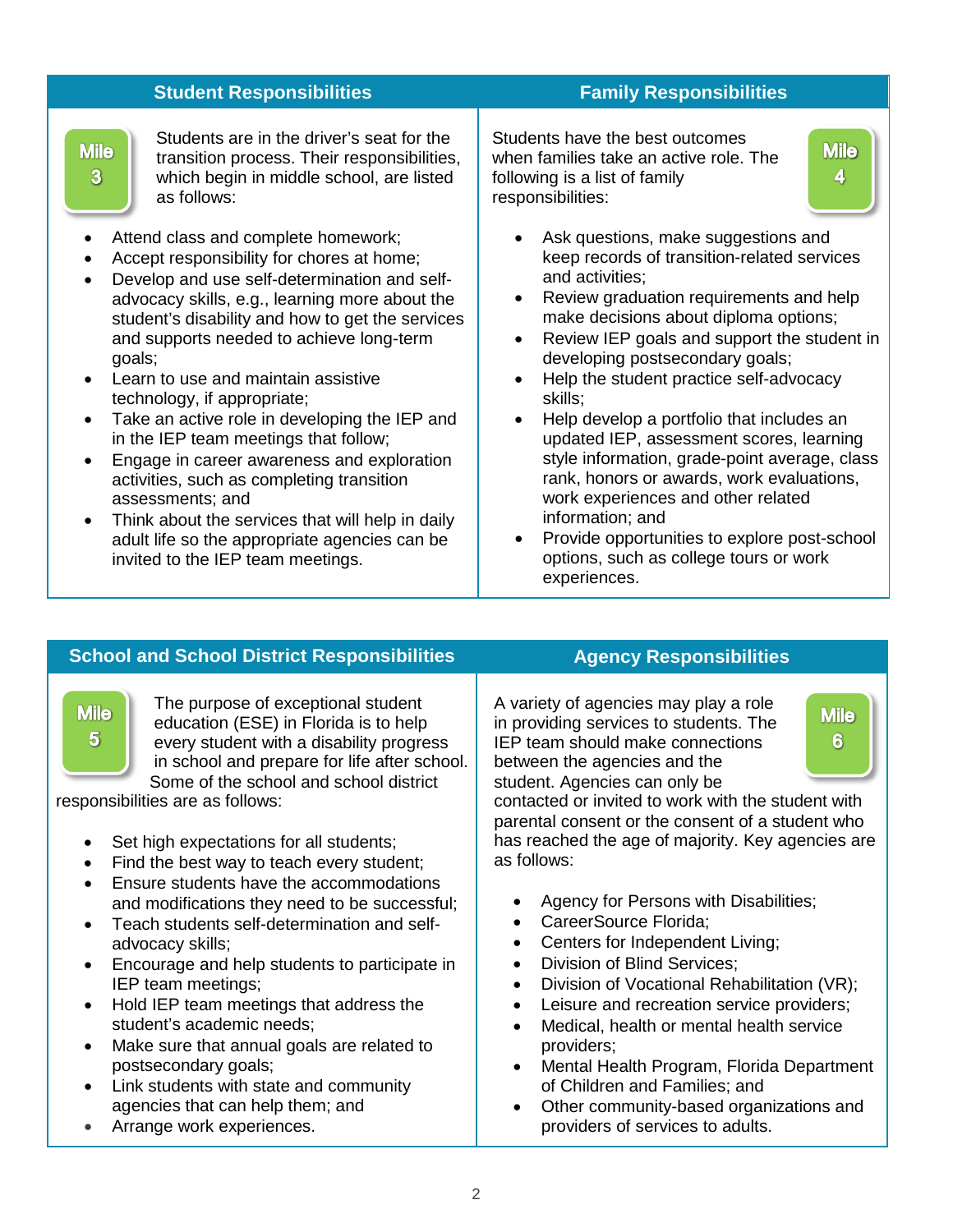## Student Responsibilities

**Mile 3**

Students are in the driver's seat for the transition process. Their responsibilities, which begin in middle school, are listed as follows:

- Attend class and complete homework;
- Accept responsibility for chores at home;
- Develop and use self-determination and self-advocacy skills, e.g., learning more about the student's disability and how to get the services and supports needed to achieve long-term goals;
- Learn to use and maintain assistive technology, if appropriate;
- Take an active role in developing the IEP and in the IEP team meetings that follow;
- Engage in career awareness and exploration activities, such as completing transition assessments; and
- Think about the services that will help in daily adult life so the appropriate agencies can be invited to the IEP team meetings.

## Family Responsibilities

**Mile 4**

Students have the best outcomes when families take an active role. The following is a list of family responsibilities:

- Ask questions, make suggestions and keep records of transition-related services and activities;
- Review graduation requirements and help make decisions about diploma options;
- Review IEP goals and support the student in developing postsecondary goals;
- Help the student practice self-advocacy skills;
- Help develop a portfolio that includes an updated IEP, assessment scores, learning style information, grade-point average, class rank, honors or awards, work evaluations, work experiences and other related information; and
- Provide opportunities to explore post-school options, such as college tours or work experiences.

## School and School District Responsibilities

**Mile 5**

The purpose of exceptional student education (ESE) in Florida is to help every student with a disability progress in school and prepare for life after school. Some of the school and school district responsibilities are as follows:

- Set high expectations for all students;
- Find the best way to teach every student;
- Ensure students have the accommodations and modifications they need to be successful;
- Teach students self-determination and self-advocacy skills;
- Encourage and help students to participate in IEP team meetings;
- Hold IEP team meetings that address the student's academic needs;
- Make sure that annual goals are related to postsecondary goals;
- Link students with state and community agencies that can help them; and
- Arrange work experiences.

## Agency Responsibilities

**Mile 6**

A variety of agencies may play a role in providing services to students. The IEP team should make connections between the agencies and the student. Agencies can only be contacted or invited to work with the student with parental consent or the consent of a student who has reached the age of majority. Key agencies are as follows:

- Agency for Persons with Disabilities;
- CareerSource Florida;
- Centers for Independent Living;
- Division of Blind Services;
- Division of Vocational Rehabilitation (VR);
- Leisure and recreation service providers;
- Medical, health or mental health service providers;
- Mental Health Program, Florida Department of Children and Families; and
- Other community-based organizations and providers of services to adults.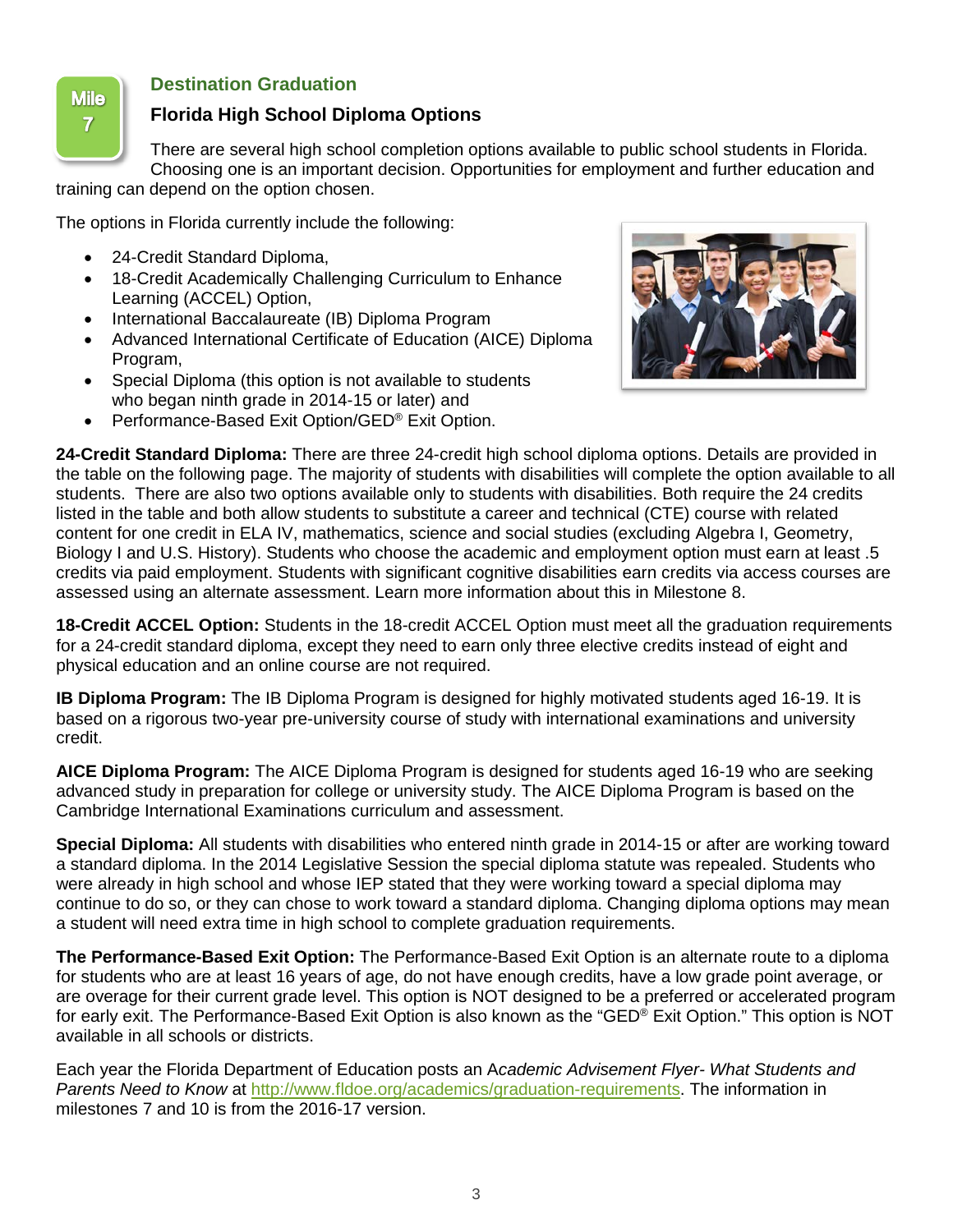Mile 7

## Destination Graduation

### Florida High School Diploma Options

There are several high school completion options available to public school students in Florida. Choosing one is an important decision. Opportunities for employment and further education and training can depend on the option chosen.

The options in Florida currently include the following:

- 24-Credit Standard Diploma,
- 18-Credit Academically Challenging Curriculum to Enhance Learning (ACCEL) Option,
- International Baccalaureate (IB) Diploma Program
- Advanced International Certificate of Education (AICE) Diploma Program,
- Special Diploma (this option is not available to students who began ninth grade in 2014-15 or later) and
- Performance-Based Exit Option/GED® Exit Option.

**24-Credit Standard Diploma:** There are three 24-credit high school diploma options. Details are provided in the table on the following page. The majority of students with disabilities will complete the option available to all students. There are also two options available only to students with disabilities. Both require the 24 credits listed in the table and both allow students to substitute a career and technical (CTE) course with related content for one credit in ELA IV, mathematics, science and social studies (excluding Algebra I, Geometry, Biology I and U.S. History). Students who choose the academic and employment option must earn at least .5 credits via paid employment. Students with significant cognitive disabilities earn credits via access courses are assessed using an alternate assessment. Learn more information about this in Milestone 8.

**18-Credit ACCEL Option:** Students in the 18-credit ACCEL Option must meet all the graduation requirements for a 24-credit standard diploma, except they need to earn only three elective credits instead of eight and physical education and an online course are not required.

**IB Diploma Program:** The IB Diploma Program is designed for highly motivated students aged 16-19. It is based on a rigorous two-year pre-university course of study with international examinations and university credit.

**AICE Diploma Program:** The AICE Diploma Program is designed for students aged 16-19 who are seeking advanced study in preparation for college or university study. The AICE Diploma Program is based on the Cambridge International Examinations curriculum and assessment.

**Special Diploma:** All students with disabilities who entered ninth grade in 2014-15 or after are working toward a standard diploma. In the 2014 Legislative Session the special diploma statute was repealed. Students who were already in high school and whose IEP stated that they were working toward a special diploma may continue to do so, or they can chose to work toward a standard diploma. Changing diploma options may mean a student will need extra time in high school to complete graduation requirements.

**The Performance-Based Exit Option:** The Performance-Based Exit Option is an alternate route to a diploma for students who are at least 16 years of age, do not have enough credits, have a low grade point average, or are overage for their current grade level. This option is NOT designed to be a preferred or accelerated program for early exit. The Performance-Based Exit Option is also known as the "GED® Exit Option." This option is NOT available in all schools or districts.

Each year the Florida Department of Education posts an A*cademic Advisement Flyer- What Students and Parents Need to Know* at http://www.fldoe.org/academics/graduation-requirements. The information in milestones 7 and 10 is from the 2016-17 version.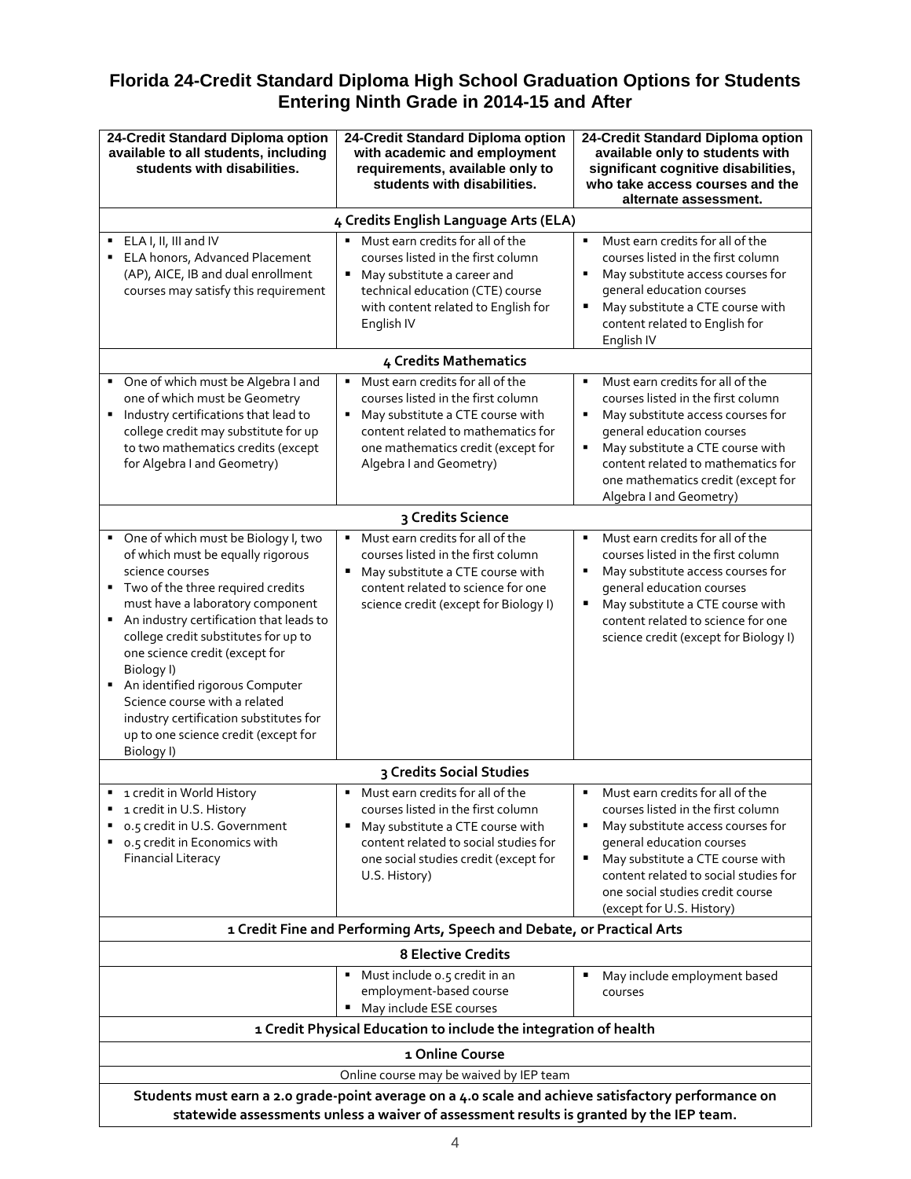# Florida 24-Credit Standard Diploma High School Graduation Options for Students Entering Ninth Grade in 2014-15 and After

| 24-Credit Standard Diploma option available to all students, including students with disabilities. | 24-Credit Standard Diploma option with academic and employment requirements, available only to students with disabilities. | 24-Credit Standard Diploma option available only to students with significant cognitive disabilities, who take access courses and the alternate assessment. |
|---|---|---|
| **4 Credits English Language Arts (ELA)** | | |
| ▪ ELA I, II, III and IV<br>▪ ELA honors, Advanced Placement (AP), AICE, IB and dual enrollment courses may satisfy this requirement | ▪ Must earn credits for all of the courses listed in the first column<br>▪ May substitute a career and technical education (CTE) course with content related to English for English IV | ▪ Must earn credits for all of the courses listed in the first column<br>▪ May substitute access courses for general education courses<br>▪ May substitute a CTE course with content related to English for English IV |
| **4 Credits Mathematics** | | |
| ▪ One of which must be Algebra I and one of which must be Geometry<br>▪ Industry certifications that lead to college credit may substitute for up to two mathematics credits (except for Algebra I and Geometry) | ▪ Must earn credits for all of the courses listed in the first column<br>▪ May substitute a CTE course with content related to mathematics for one mathematics credit (except for Algebra I and Geometry) | ▪ Must earn credits for all of the courses listed in the first column<br>▪ May substitute access courses for general education courses<br>▪ May substitute a CTE course with content related to mathematics for one mathematics credit (except for Algebra I and Geometry) |
| **3 Credits Science** | | |
| ▪ One of which must be Biology I, two of which must be equally rigorous science courses<br>▪ Two of the three required credits must have a laboratory component<br>▪ An industry certification that leads to college credit substitutes for up to one science credit (except for Biology I)<br>▪ An identified rigorous Computer Science course with a related industry certification substitutes for up to one science credit (except for Biology I) | ▪ Must earn credits for all of the courses listed in the first column<br>▪ May substitute a CTE course with content related to science for one science credit (except for Biology I) | ▪ Must earn credits for all of the courses listed in the first column<br>▪ May substitute access courses for general education courses<br>▪ May substitute a CTE course with content related to science for one science credit (except for Biology I) |
| **3 Credits Social Studies** | | |
| ▪ 1 credit in World History<br>▪ 1 credit in U.S. History<br>▪ 0.5 credit in U.S. Government<br>▪ 0.5 credit in Economics with Financial Literacy | ▪ Must earn credits for all of the courses listed in the first column<br>▪ May substitute a CTE course with content related to social studies for one social studies credit (except for U.S. History) | ▪ Must earn credits for all of the courses listed in the first column<br>▪ May substitute access courses for general education courses<br>▪ May substitute a CTE course with content related to social studies for one social studies credit course (except for U.S. History) |
| **1 Credit Fine and Performing Arts, Speech and Debate, or Practical Arts** | | |
| **8 Elective Credits** | | |
| | ▪ Must include 0.5 credit in an employment-based course<br>▪ May include ESE courses | ▪ May include employment based courses |
| **1 Credit Physical Education to include the integration of health** | | |
| **1 Online Course** | | |
| Online course may be waived by IEP team | | |
| **Students must earn a 2.0 grade-point average on a 4.0 scale and achieve satisfactory performance on statewide assessments unless a waiver of assessment results is granted by the IEP team.** | | |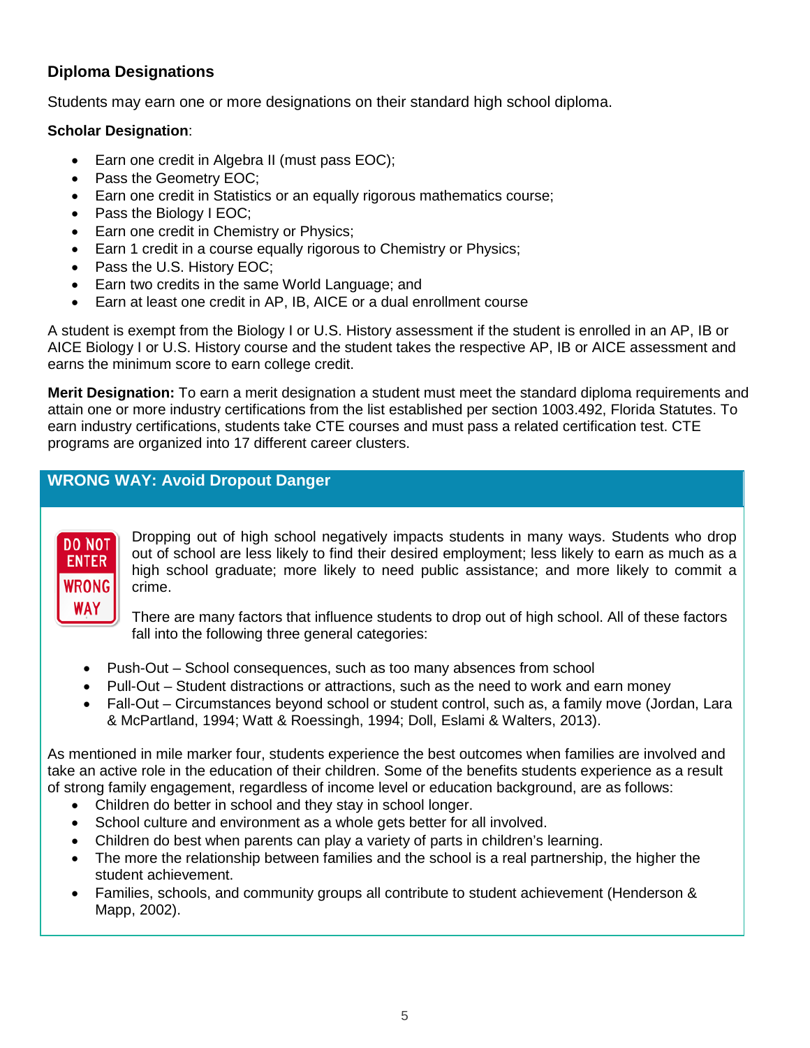## Diploma Designations

Students may earn one or more designations on their standard high school diploma.

**Scholar Designation**:

- Earn one credit in Algebra II (must pass EOC);
- Pass the Geometry EOC;
- Earn one credit in Statistics or an equally rigorous mathematics course;
- Pass the Biology I EOC;
- Earn one credit in Chemistry or Physics;
- Earn 1 credit in a course equally rigorous to Chemistry or Physics;
- Pass the U.S. History EOC;
- Earn two credits in the same World Language; and
- Earn at least one credit in AP, IB, AICE or a dual enrollment course

A student is exempt from the Biology I or U.S. History assessment if the student is enrolled in an AP, IB or AICE Biology I or U.S. History course and the student takes the respective AP, IB or AICE assessment and earns the minimum score to earn college credit.

**Merit Designation:** To earn a merit designation a student must meet the standard diploma requirements and attain one or more industry certifications from the list established per section 1003.492, Florida Statutes. To earn industry certifications, students take CTE courses and must pass a related certification test. CTE programs are organized into 17 different career clusters.

## WRONG WAY: Avoid Dropout Danger

Dropping out of high school negatively impacts students in many ways. Students who drop out of school are less likely to find their desired employment; less likely to earn as much as a high school graduate; more likely to need public assistance; and more likely to commit a crime.

There are many factors that influence students to drop out of high school. All of these factors fall into the following three general categories:

- Push-Out – School consequences, such as too many absences from school
- Pull-Out – Student distractions or attractions, such as the need to work and earn money
- Fall-Out – Circumstances beyond school or student control, such as, a family move (Jordan, Lara & McPartland, 1994; Watt & Roessingh, 1994; Doll, Eslami & Walters, 2013).

As mentioned in mile marker four, students experience the best outcomes when families are involved and take an active role in the education of their children. Some of the benefits students experience as a result of strong family engagement, regardless of income level or education background, are as follows:

- Children do better in school and they stay in school longer.
- School culture and environment as a whole gets better for all involved.
- Children do best when parents can play a variety of parts in children's learning.
- The more the relationship between families and the school is a real partnership, the higher the student achievement.
- Families, schools, and community groups all contribute to student achievement (Henderson & Mapp, 2002).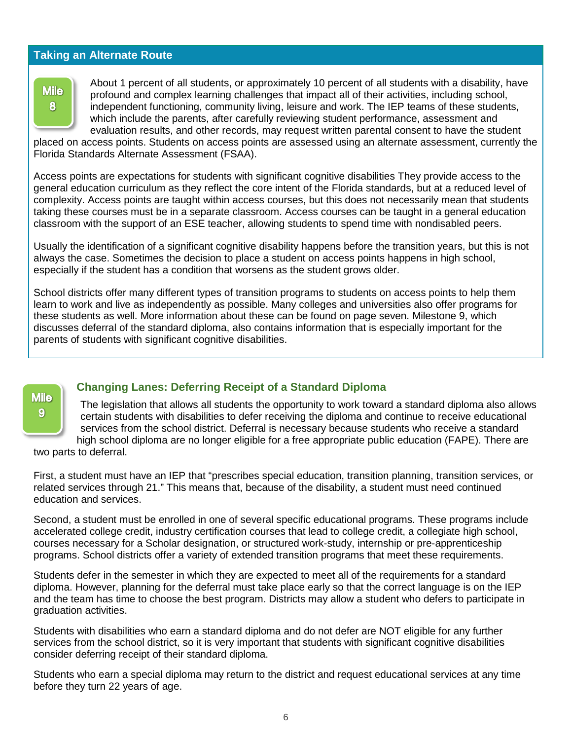## Taking an Alternate Route

**Mile 8**

About 1 percent of all students, or approximately 10 percent of all students with a disability, have profound and complex learning challenges that impact all of their activities, including school, independent functioning, community living, leisure and work. The IEP teams of these students, which include the parents, after carefully reviewing student performance, assessment and evaluation results, and other records, may request written parental consent to have the student placed on access points. Students on access points are assessed using an alternate assessment, currently the Florida Standards Alternate Assessment (FSAA).

Access points are expectations for students with significant cognitive disabilities They provide access to the general education curriculum as they reflect the core intent of the Florida standards, but at a reduced level of complexity. Access points are taught within access courses, but this does not necessarily mean that students taking these courses must be in a separate classroom. Access courses can be taught in a general education classroom with the support of an ESE teacher, allowing students to spend time with nondisabled peers.

Usually the identification of a significant cognitive disability happens before the transition years, but this is not always the case. Sometimes the decision to place a student on access points happens in high school, especially if the student has a condition that worsens as the student grows older.

School districts offer many different types of transition programs to students on access points to help them learn to work and live as independently as possible. Many colleges and universities also offer programs for these students as well. More information about these can be found on page seven. Milestone 9, which discusses deferral of the standard diploma, also contains information that is especially important for the parents of students with significant cognitive disabilities.

## Changing Lanes: Deferring Receipt of a Standard Diploma

**Mile 9**

The legislation that allows all students the opportunity to work toward a standard diploma also allows certain students with disabilities to defer receiving the diploma and continue to receive educational services from the school district. Deferral is necessary because students who receive a standard high school diploma are no longer eligible for a free appropriate public education (FAPE). There are two parts to deferral.

First, a student must have an IEP that "prescribes special education, transition planning, transition services, or related services through 21." This means that, because of the disability, a student must need continued education and services.

Second, a student must be enrolled in one of several specific educational programs. These programs include accelerated college credit, industry certification courses that lead to college credit, a collegiate high school, courses necessary for a Scholar designation, or structured work-study, internship or pre-apprenticeship programs. School districts offer a variety of extended transition programs that meet these requirements.

Students defer in the semester in which they are expected to meet all of the requirements for a standard diploma. However, planning for the deferral must take place early so that the correct language is on the IEP and the team has time to choose the best program. Districts may allow a student who defers to participate in graduation activities.

Students with disabilities who earn a standard diploma and do not defer are NOT eligible for any further services from the school district, so it is very important that students with significant cognitive disabilities consider deferring receipt of their standard diploma.

Students who earn a special diploma may return to the district and request educational services at any time before they turn 22 years of age.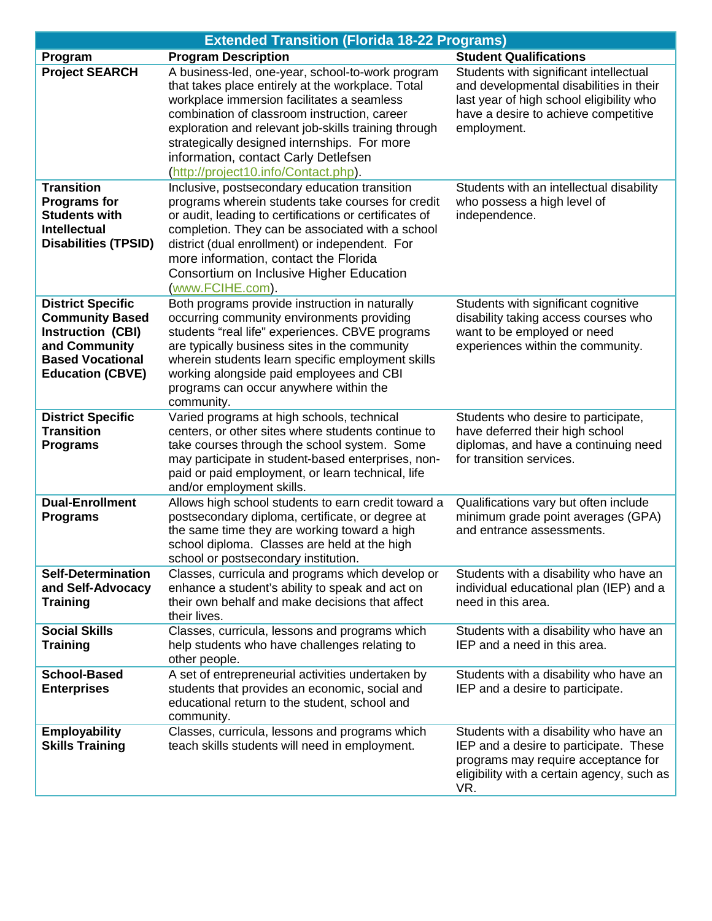| Extended Transition (Florida 18-22 Programs) | | |
|---|---|---|
| **Program** | **Program Description** | **Student Qualifications** |
| **Project SEARCH** | A business-led, one-year, school-to-work program that takes place entirely at the workplace. Total workplace immersion facilitates a seamless combination of classroom instruction, career exploration and relevant job-skills training through strategically designed internships. For more information, contact Carly Detlefsen (http://project10.info/Contact.php). | Students with significant intellectual and developmental disabilities in their last year of high school eligibility who have a desire to achieve competitive employment. |
| **Transition Programs for Students with Intellectual Disabilities (TPSID)** | Inclusive, postsecondary education transition programs wherein students take courses for credit or audit, leading to certifications or certificates of completion. They can be associated with a school district (dual enrollment) or independent. For more information, contact the Florida Consortium on Inclusive Higher Education (www.FCIHE.com). | Students with an intellectual disability who possess a high level of independence. |
| **District Specific Community Based Instruction (CBI) and Community Based Vocational Education (CBVE)** | Both programs provide instruction in naturally occurring community environments providing students "real life" experiences. CBVE programs are typically business sites in the community wherein students learn specific employment skills working alongside paid employees and CBI programs can occur anywhere within the community. | Students with significant cognitive disability taking access courses who want to be employed or need experiences within the community. |
| **District Specific Transition Programs** | Varied programs at high schools, technical centers, or other sites where students continue to take courses through the school system. Some may participate in student-based enterprises, non-paid or paid employment, or learn technical, life and/or employment skills. | Students who desire to participate, have deferred their high school diplomas, and have a continuing need for transition services. |
| **Dual-Enrollment Programs** | Allows high school students to earn credit toward a postsecondary diploma, certificate, or degree at the same time they are working toward a high school diploma. Classes are held at the high school or postsecondary institution. | Qualifications vary but often include minimum grade point averages (GPA) and entrance assessments. |
| **Self-Determination and Self-Advocacy Training** | Classes, curricula and programs which develop or enhance a student's ability to speak and act on their own behalf and make decisions that affect their lives. | Students with a disability who have an individual educational plan (IEP) and a need in this area. |
| **Social Skills Training** | Classes, curricula, lessons and programs which help students who have challenges relating to other people. | Students with a disability who have an IEP and a need in this area. |
| **School-Based Enterprises** | A set of entrepreneurial activities undertaken by students that provides an economic, social and educational return to the student, school and community. | Students with a disability who have an IEP and a desire to participate. |
| **Employability Skills Training** | Classes, curricula, lessons and programs which teach skills students will need in employment. | Students with a disability who have an IEP and a desire to participate. These programs may require acceptance for eligibility with a certain agency, such as VR. |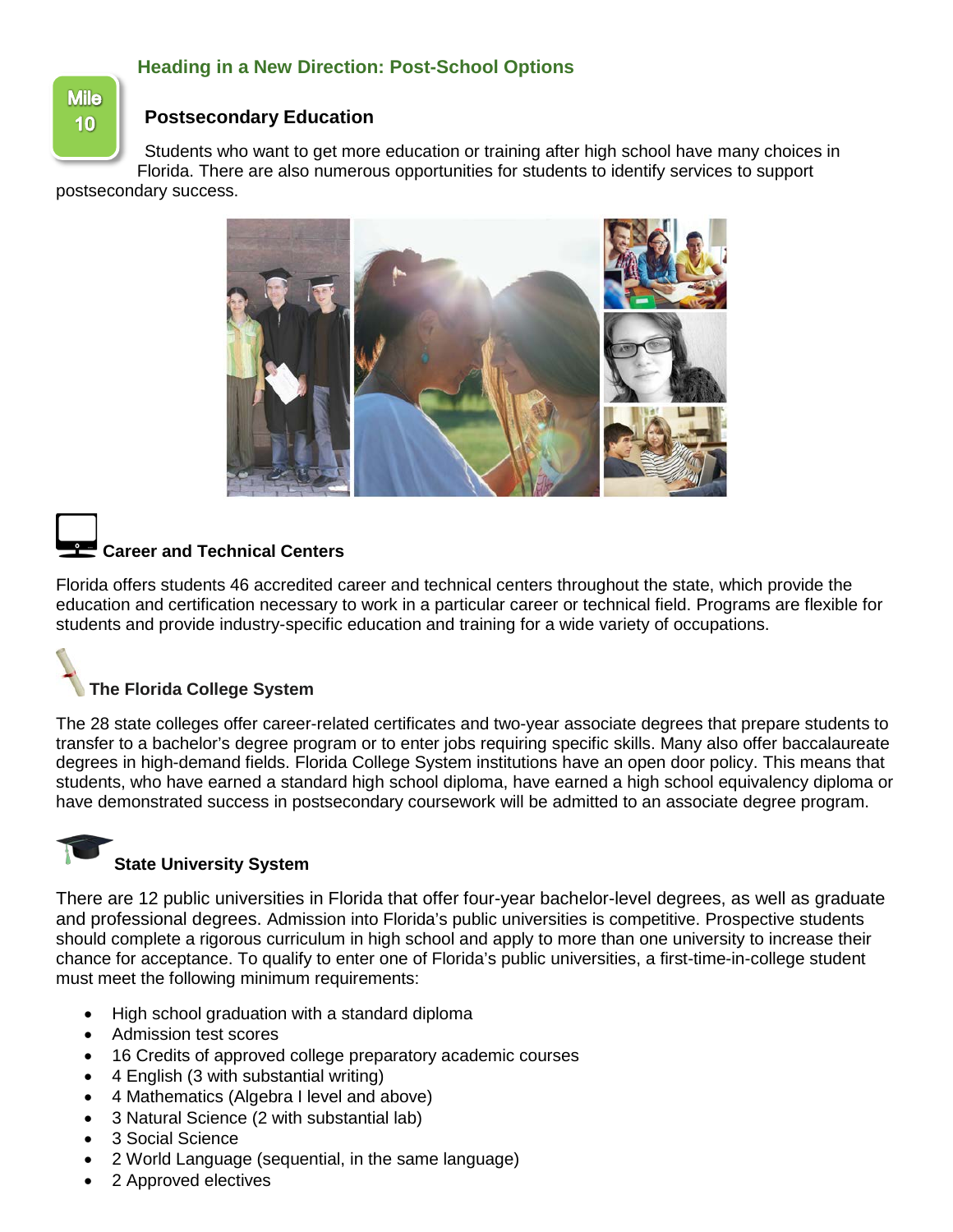## Heading in a New Direction: Post-School Options

Mile 10

### Postsecondary Education

Students who want to get more education or training after high school have many choices in Florida. There are also numerous opportunities for students to identify services to support postsecondary success.

### Career and Technical Centers

Florida offers students 46 accredited career and technical centers throughout the state, which provide the education and certification necessary to work in a particular career or technical field. Programs are flexible for students and provide industry-specific education and training for a wide variety of occupations.

### The Florida College System

The 28 state colleges offer career-related certificates and two-year associate degrees that prepare students to transfer to a bachelor's degree program or to enter jobs requiring specific skills. Many also offer baccalaureate degrees in high-demand fields. Florida College System institutions have an open door policy. This means that students, who have earned a standard high school diploma, have earned a high school equivalency diploma or have demonstrated success in postsecondary coursework will be admitted to an associate degree program.

### State University System

There are 12 public universities in Florida that offer four-year bachelor-level degrees, as well as graduate and professional degrees. Admission into Florida's public universities is competitive. Prospective students should complete a rigorous curriculum in high school and apply to more than one university to increase their chance for acceptance. To qualify to enter one of Florida's public universities, a first-time-in-college student must meet the following minimum requirements:

- High school graduation with a standard diploma
- Admission test scores
- 16 Credits of approved college preparatory academic courses
- 4 English (3 with substantial writing)
- 4 Mathematics (Algebra I level and above)
- 3 Natural Science (2 with substantial lab)
- 3 Social Science
- 2 World Language (sequential, in the same language)
- 2 Approved electives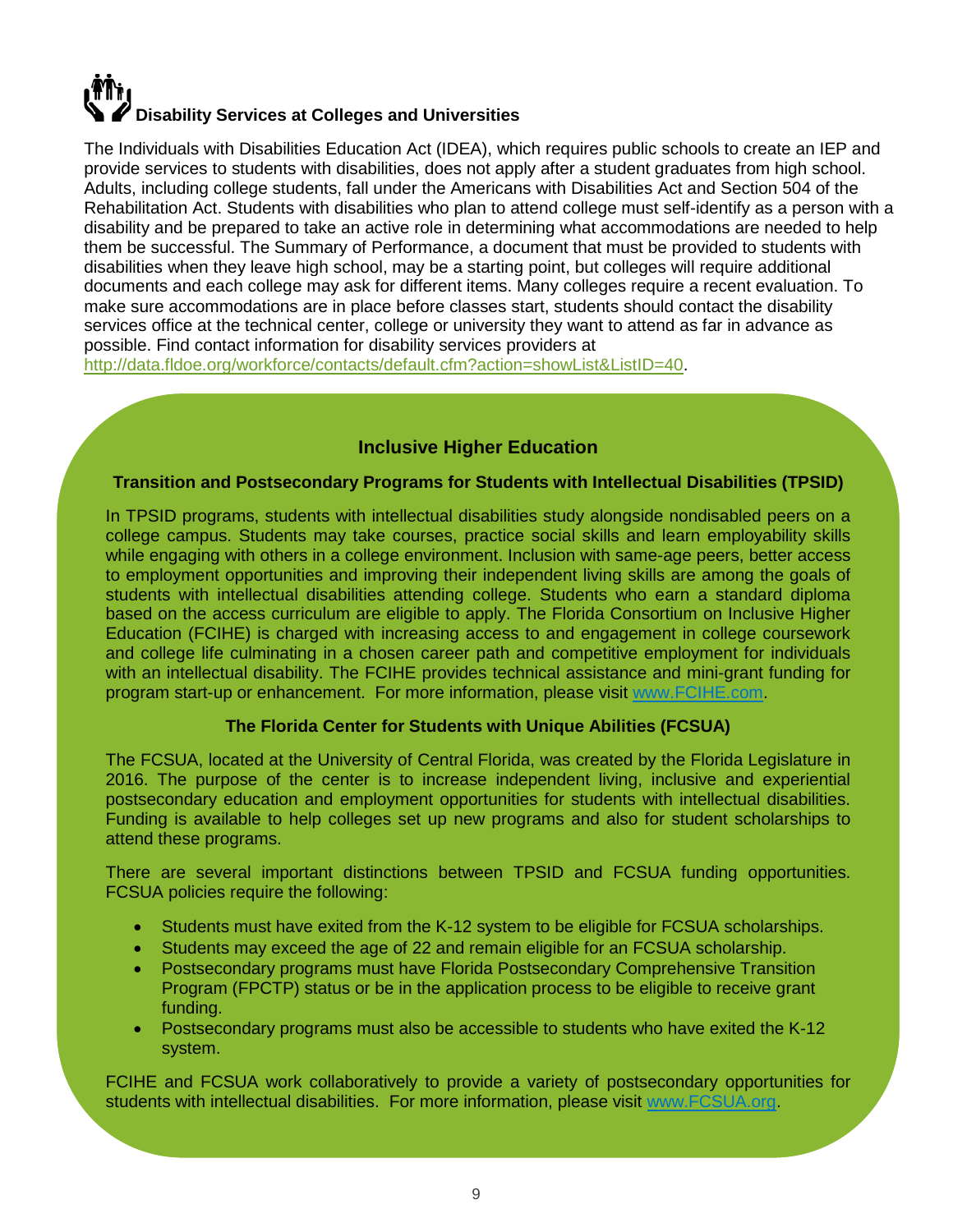## Disability Services at Colleges and Universities

The Individuals with Disabilities Education Act (IDEA), which requires public schools to create an IEP and provide services to students with disabilities, does not apply after a student graduates from high school. Adults, including college students, fall under the Americans with Disabilities Act and Section 504 of the Rehabilitation Act. Students with disabilities who plan to attend college must self-identify as a person with a disability and be prepared to take an active role in determining what accommodations are needed to help them be successful. The Summary of Performance, a document that must be provided to students with disabilities when they leave high school, may be a starting point, but colleges will require additional documents and each college may ask for different items. Many colleges require a recent evaluation. To make sure accommodations are in place before classes start, students should contact the disability services office at the technical center, college or university they want to attend as far in advance as possible. Find contact information for disability services providers at http://data.fldoe.org/workforce/contacts/default.cfm?action=showList&ListID=40.

### Inclusive Higher Education

#### Transition and Postsecondary Programs for Students with Intellectual Disabilities (TPSID)

In TPSID programs, students with intellectual disabilities study alongside nondisabled peers on a college campus. Students may take courses, practice social skills and learn employability skills while engaging with others in a college environment. Inclusion with same-age peers, better access to employment opportunities and improving their independent living skills are among the goals of students with intellectual disabilities attending college. Students who earn a standard diploma based on the access curriculum are eligible to apply. The Florida Consortium on Inclusive Higher Education (FCIHE) is charged with increasing access to and engagement in college coursework and college life culminating in a chosen career path and competitive employment for individuals with an intellectual disability. The FCIHE provides technical assistance and mini-grant funding for program start-up or enhancement. For more information, please visit www.FCIHE.com.

#### The Florida Center for Students with Unique Abilities (FCSUA)

The FCSUA, located at the University of Central Florida, was created by the Florida Legislature in 2016. The purpose of the center is to increase independent living, inclusive and experiential postsecondary education and employment opportunities for students with intellectual disabilities. Funding is available to help colleges set up new programs and also for student scholarships to attend these programs.

There are several important distinctions between TPSID and FCSUA funding opportunities. FCSUA policies require the following:

- Students must have exited from the K-12 system to be eligible for FCSUA scholarships.
- Students may exceed the age of 22 and remain eligible for an FCSUA scholarship.
- Postsecondary programs must have Florida Postsecondary Comprehensive Transition Program (FPCTP) status or be in the application process to be eligible to receive grant funding.
- Postsecondary programs must also be accessible to students who have exited the K-12 system.

FCIHE and FCSUA work collaboratively to provide a variety of postsecondary opportunities for students with intellectual disabilities. For more information, please visit www.FCSUA.org.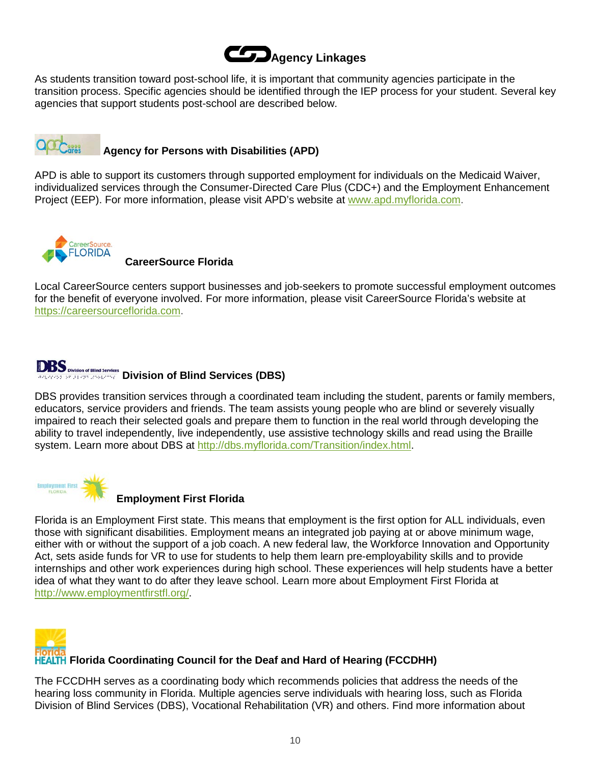## Agency Linkages

As students transition toward post-school life, it is important that community agencies participate in the transition process. Specific agencies should be identified through the IEP process for your student. Several key agencies that support students post-school are described below.

### Agency for Persons with Disabilities (APD)

APD is able to support its customers through supported employment for individuals on the Medicaid Waiver, individualized services through the Consumer-Directed Care Plus (CDC+) and the Employment Enhancement Project (EEP). For more information, please visit APD's website at www.apd.myflorida.com.

### CareerSource Florida

Local CareerSource centers support businesses and job-seekers to promote successful employment outcomes for the benefit of everyone involved. For more information, please visit CareerSource Florida's website at https://careersourceflorida.com.

### Division of Blind Services (DBS)

DBS provides transition services through a coordinated team including the student, parents or family members, educators, service providers and friends. The team assists young people who are blind or severely visually impaired to reach their selected goals and prepare them to function in the real world through developing the ability to travel independently, live independently, use assistive technology skills and read using the Braille system. Learn more about DBS at http://dbs.myflorida.com/Transition/index.html.

### Employment First Florida

Florida is an Employment First state. This means that employment is the first option for ALL individuals, even those with significant disabilities. Employment means an integrated job paying at or above minimum wage, either with or without the support of a job coach. A new federal law, the Workforce Innovation and Opportunity Act, sets aside funds for VR to use for students to help them learn pre-employability skills and to provide internships and other work experiences during high school. These experiences will help students have a better idea of what they want to do after they leave school. Learn more about Employment First Florida at http://www.employmentfirstfl.org/.

### Florida Coordinating Council for the Deaf and Hard of Hearing (FCCDHH)

The FCCDHH serves as a coordinating body which recommends policies that address the needs of the hearing loss community in Florida. Multiple agencies serve individuals with hearing loss, such as Florida Division of Blind Services (DBS), Vocational Rehabilitation (VR) and others. Find more information about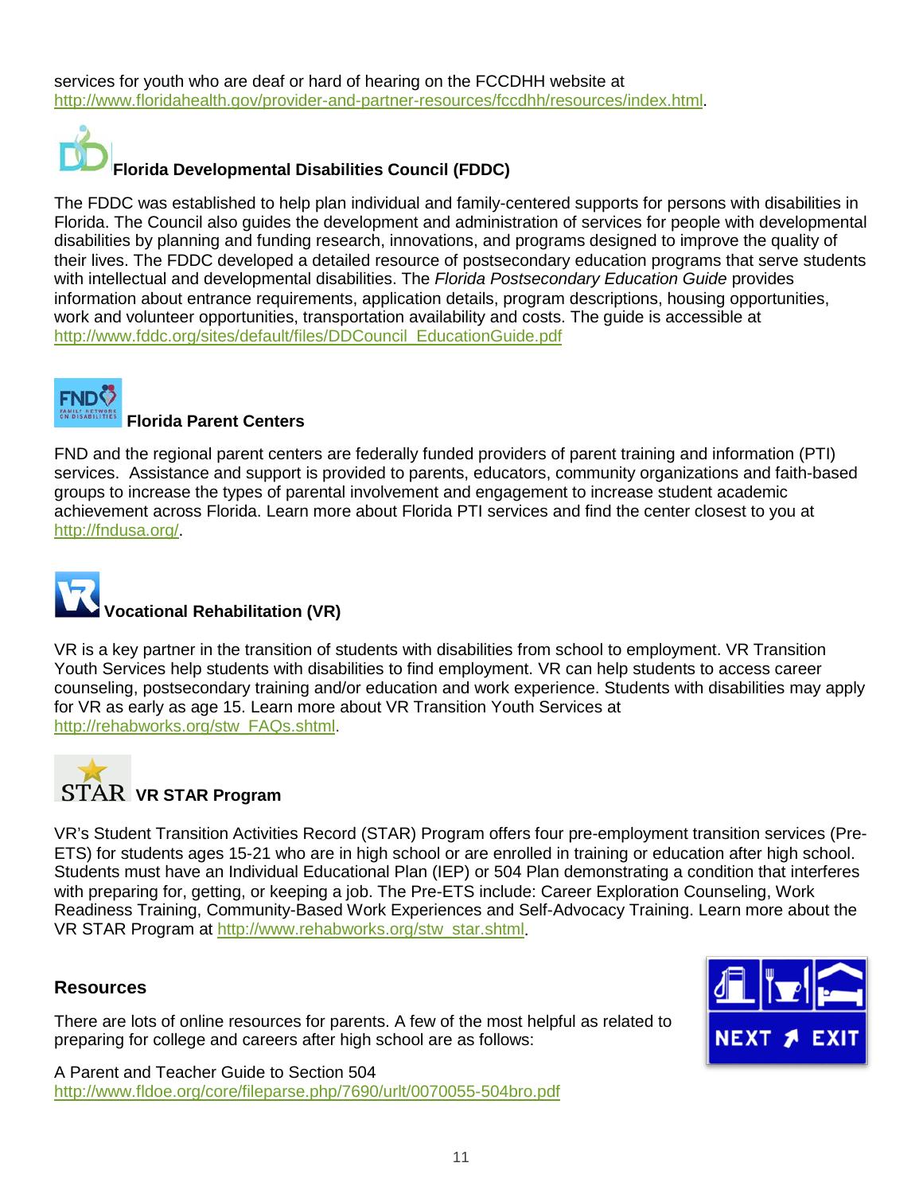services for youth who are deaf or hard of hearing on the FCCDHH website at http://www.floridahealth.gov/provider-and-partner-resources/fccdhh/resources/index.html.

### Florida Developmental Disabilities Council (FDDC)

The FDDC was established to help plan individual and family-centered supports for persons with disabilities in Florida. The Council also guides the development and administration of services for people with developmental disabilities by planning and funding research, innovations, and programs designed to improve the quality of their lives. The FDDC developed a detailed resource of postsecondary education programs that serve students with intellectual and developmental disabilities. The *Florida Postsecondary Education Guide* provides information about entrance requirements, application details, program descriptions, housing opportunities, work and volunteer opportunities, transportation availability and costs. The guide is accessible at http://www.fddc.org/sites/default/files/DDCouncil_EducationGuide.pdf

### Florida Parent Centers

FND and the regional parent centers are federally funded providers of parent training and information (PTI) services. Assistance and support is provided to parents, educators, community organizations and faith-based groups to increase the types of parental involvement and engagement to increase student academic achievement across Florida. Learn more about Florida PTI services and find the center closest to you at http://fndusa.org/.

### Vocational Rehabilitation (VR)

VR is a key partner in the transition of students with disabilities from school to employment. VR Transition Youth Services help students with disabilities to find employment. VR can help students to access career counseling, postsecondary training and/or education and work experience. Students with disabilities may apply for VR as early as age 15. Learn more about VR Transition Youth Services at http://rehabworks.org/stw_FAQs.shtml.

### VR STAR Program

VR's Student Transition Activities Record (STAR) Program offers four pre-employment transition services (Pre-ETS) for students ages 15-21 who are in high school or are enrolled in training or education after high school. Students must have an Individual Educational Plan (IEP) or 504 Plan demonstrating a condition that interferes with preparing for, getting, or keeping a job. The Pre-ETS include: Career Exploration Counseling, Work Readiness Training, Community-Based Work Experiences and Self-Advocacy Training. Learn more about the VR STAR Program at http://www.rehabworks.org/stw_star.shtml.

## Resources

There are lots of online resources for parents. A few of the most helpful as related to preparing for college and careers after high school are as follows:

A Parent and Teacher Guide to Section 504
http://www.fldoe.org/core/fileparse.php/7690/urlt/0070055-504bro.pdf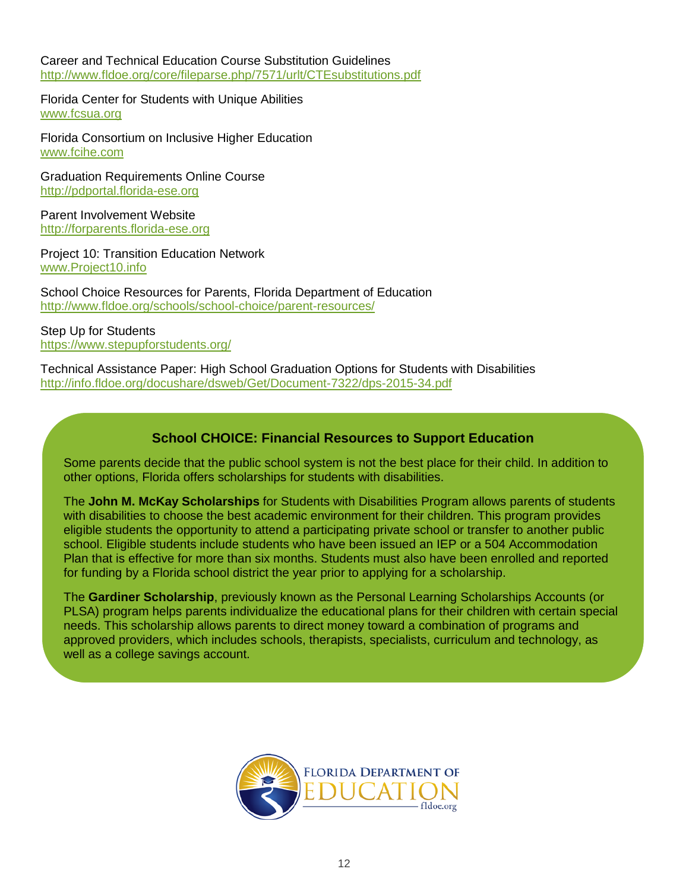Career and Technical Education Course Substitution Guidelines
http://www.fldoe.org/core/fileparse.php/7571/urlt/CTEsubstitutions.pdf

Florida Center for Students with Unique Abilities
www.fcsua.org

Florida Consortium on Inclusive Higher Education
www.fcihe.com

Graduation Requirements Online Course
http://pdportal.florida-ese.org

Parent Involvement Website
http://forparents.florida-ese.org

Project 10: Transition Education Network
www.Project10.info

School Choice Resources for Parents, Florida Department of Education
http://www.fldoe.org/schools/school-choice/parent-resources/

Step Up for Students
https://www.stepupforstudents.org/

Technical Assistance Paper: High School Graduation Options for Students with Disabilities
http://info.fldoe.org/docushare/dsweb/Get/Document-7322/dps-2015-34.pdf

## School CHOICE: Financial Resources to Support Education

Some parents decide that the public school system is not the best place for their child. In addition to other options, Florida offers scholarships for students with disabilities.

The **John M. McKay Scholarships** for Students with Disabilities Program allows parents of students with disabilities to choose the best academic environment for their children. This program provides eligible students the opportunity to attend a participating private school or transfer to another public school. Eligible students include students who have been issued an IEP or a 504 Accommodation Plan that is effective for more than six months. Students must also have been enrolled and reported for funding by a Florida school district the year prior to applying for a scholarship.

The **Gardiner Scholarship**, previously known as the Personal Learning Scholarships Accounts (or PLSA) program helps parents individualize the educational plans for their children with certain special needs. This scholarship allows parents to direct money toward a combination of programs and approved providers, which includes schools, therapists, specialists, curriculum and technology, as well as a college savings account.

FLORIDA DEPARTMENT OF EDUCATION
fldoe.org